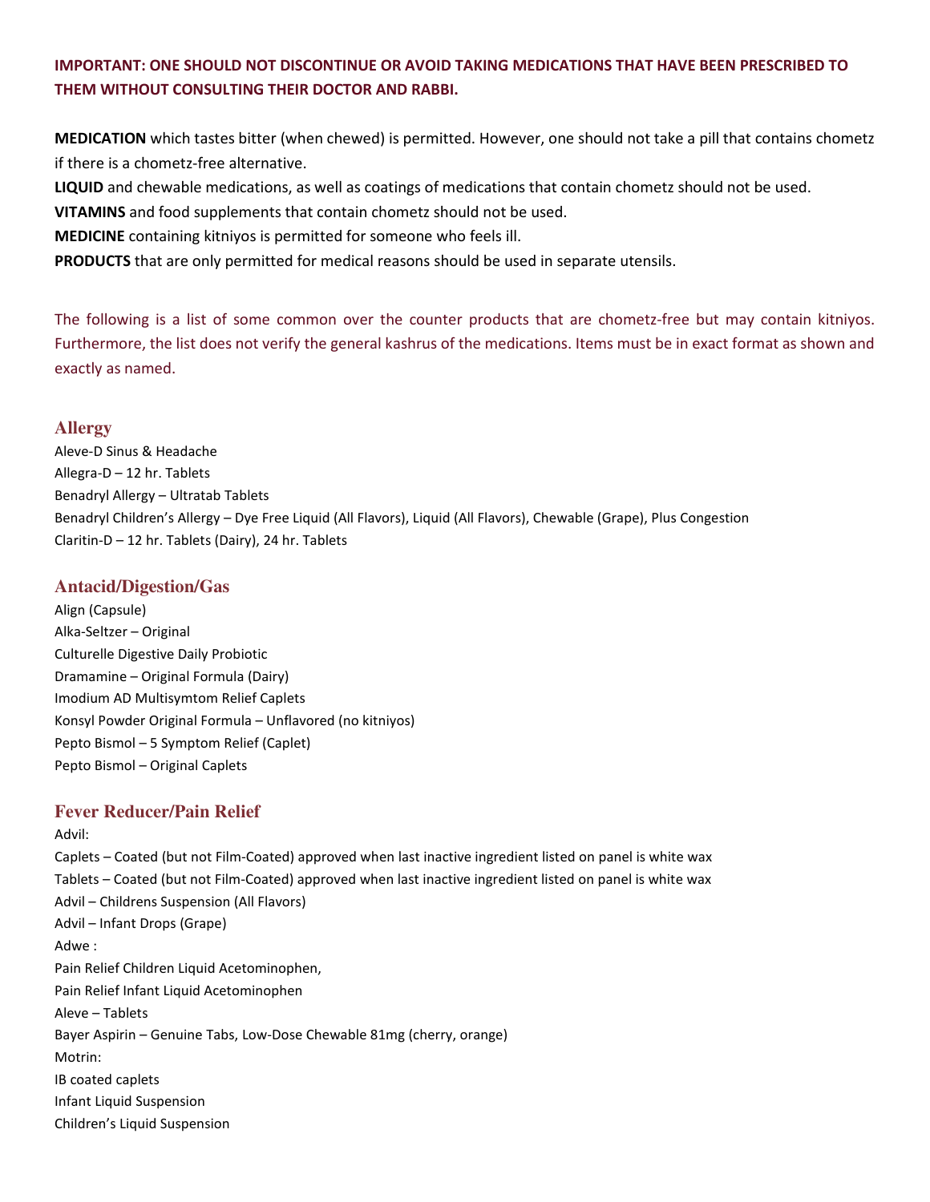**IMPORTANT: ONE SHOULD NOT DISCONTINUE OR AVOID TAKING MEDICATIONS THAT HAVE BEEN PRESCRIBED TO THEM WITHOUT CONSULTING THEIR DOCTOR AND RABBI.**

**MEDICATION** which tastes bitter (when chewed) is permitted. However, one should not take a pill that contains chometz if there is a chometz-free alternative.
**LIQUID** and chewable medications, as well as coatings of medications that contain chometz should not be used.
**VITAMINS** and food supplements that contain chometz should not be used.
**MEDICINE** containing kitniyos is permitted for someone who feels ill.
**PRODUCTS** that are only permitted for medical reasons should be used in separate utensils.

The following is a list of some common over the counter products that are chometz-free but may contain kitniyos. Furthermore, the list does not verify the general kashrus of the medications. Items must be in exact format as shown and exactly as named.

## Allergy

Aleve-D Sinus & Headache
Allegra-D – 12 hr. Tablets
Benadryl Allergy – Ultratab Tablets
Benadryl Children's Allergy – Dye Free Liquid (All Flavors), Liquid (All Flavors), Chewable (Grape), Plus Congestion
Claritin-D – 12 hr. Tablets (Dairy), 24 hr. Tablets

## Antacid/Digestion/Gas

Align (Capsule)
Alka-Seltzer – Original
Culturelle Digestive Daily Probiotic
Dramamine – Original Formula (Dairy)
Imodium AD Multisymtom Relief Caplets
Konsyl Powder Original Formula – Unflavored (no kitniyos)
Pepto Bismol – 5 Symptom Relief (Caplet)
Pepto Bismol – Original Caplets

## Fever Reducer/Pain Relief

Advil:
Caplets – Coated (but not Film-Coated) approved when last inactive ingredient listed on panel is white wax
Tablets – Coated (but not Film-Coated) approved when last inactive ingredient listed on panel is white wax
Advil – Childrens Suspension (All Flavors)
Advil – Infant Drops (Grape)
Adwe :
Pain Relief Children Liquid Acetominophen,
Pain Relief Infant Liquid Acetominophen
Aleve – Tablets
Bayer Aspirin – Genuine Tabs, Low-Dose Chewable 81mg (cherry, orange)
Motrin:
IB coated caplets
Infant Liquid Suspension
Children's Liquid Suspension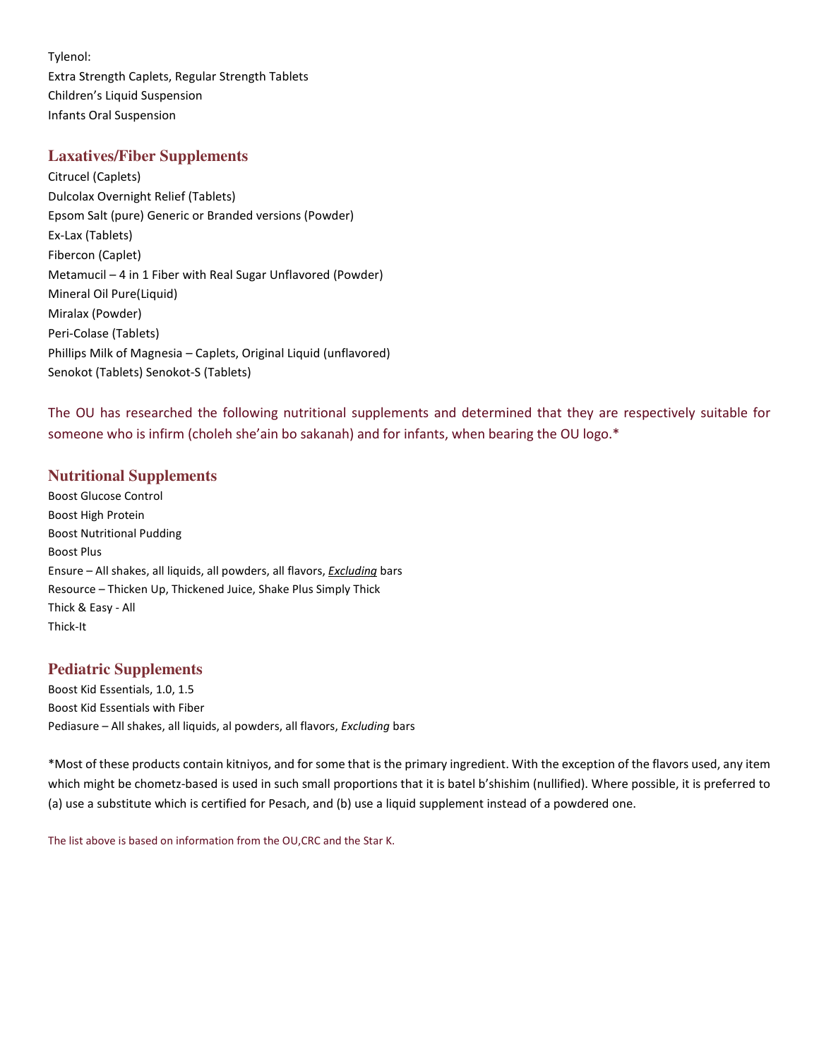Tylenol:
Extra Strength Caplets, Regular Strength Tablets
Children's Liquid Suspension
Infants Oral Suspension

## Laxatives/Fiber Supplements

Citrucel (Caplets)
Dulcolax Overnight Relief (Tablets)
Epsom Salt (pure) Generic or Branded versions (Powder)
Ex-Lax (Tablets)
Fibercon (Caplet)
Metamucil – 4 in 1 Fiber with Real Sugar Unflavored (Powder)
Mineral Oil Pure(Liquid)
Miralax (Powder)
Peri-Colase (Tablets)
Phillips Milk of Magnesia – Caplets, Original Liquid (unflavored)
Senokot (Tablets) Senokot-S (Tablets)

The OU has researched the following nutritional supplements and determined that they are respectively suitable for someone who is infirm (choleh she'ain bo sakanah) and for infants, when bearing the OU logo.*

## Nutritional Supplements

Boost Glucose Control
Boost High Protein
Boost Nutritional Pudding
Boost Plus
Ensure – All shakes, all liquids, all powders, all flavors, ***Excluding*** bars
Resource – Thicken Up, Thickened Juice, Shake Plus Simply Thick
Thick & Easy - All
Thick-It

## Pediatric Supplements

Boost Kid Essentials, 1.0, 1.5
Boost Kid Essentials with Fiber
Pediasure – All shakes, all liquids, al powders, all flavors, *Excluding* bars

*Most of these products contain kitniyos, and for some that is the primary ingredient. With the exception of the flavors used, any item which might be chometz-based is used in such small proportions that it is batel b'shishim (nullified). Where possible, it is preferred to (a) use a substitute which is certified for Pesach, and (b) use a liquid supplement instead of a powdered one.

The list above is based on information from the OU,CRC and the Star K.